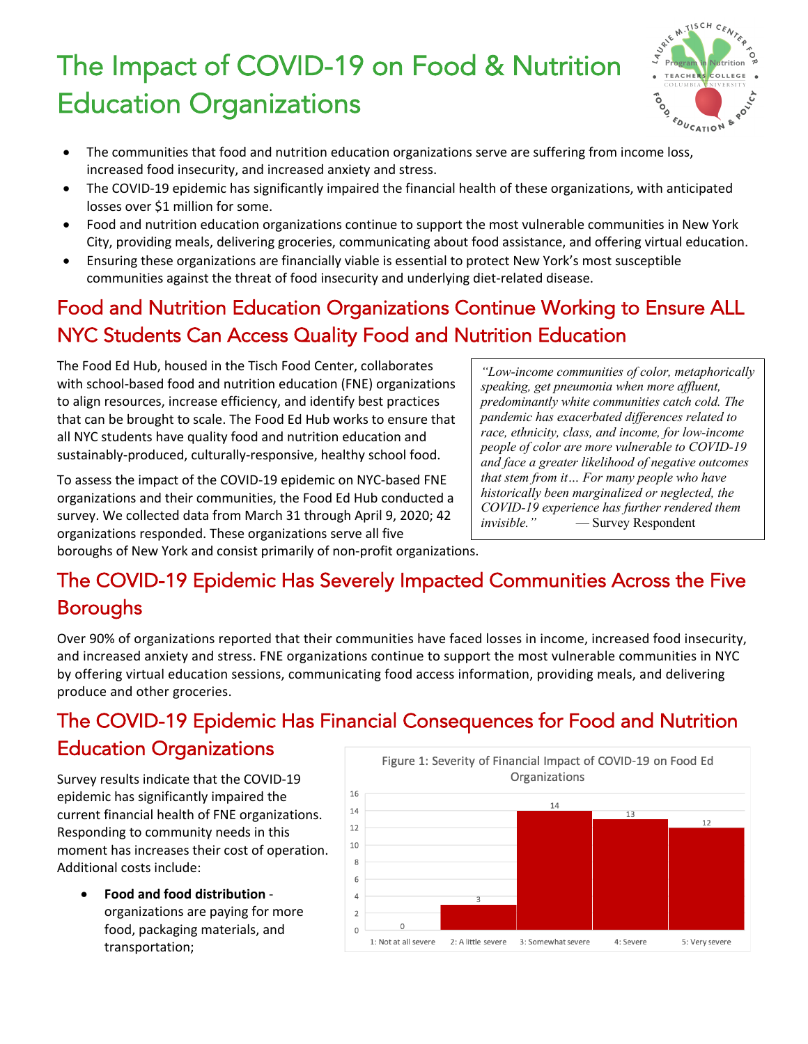# The Impact of COVID-19 on Food & Nutrition Education Organizations

- The communities that food and nutrition education organizations serve are suffering from income loss, increased food insecurity, and increased anxiety and stress.
- The COVID-19 epidemic has significantly impaired the financial health of these organizations, with anticipated losses over $1 million for some.
- Food and nutrition education organizations continue to support the most vulnerable communities in New York City, providing meals, delivering groceries, communicating about food assistance, and offering virtual education.
- Ensuring these organizations are financially viable is essential to protect New York's most susceptible communities against the threat of food insecurity and underlying diet-related disease.

## Food and Nutrition Education Organizations Continue Working to Ensure ALL NYC Students Can Access Quality Food and Nutrition Education

The Food Ed Hub, housed in the Tisch Food Center, collaborates with school-based food and nutrition education (FNE) organizations to align resources, increase efficiency, and identify best practices that can be brought to scale. The Food Ed Hub works to ensure that all NYC students have quality food and nutrition education and sustainably-produced, culturally-responsive, healthy school food.

To assess the impact of the COVID-19 epidemic on NYC-based FNE organizations and their communities, the Food Ed Hub conducted a survey. We collected data from March 31 through April 9, 2020; 42 organizations responded. These organizations serve all five boroughs of New York and consist primarily of non-profit organizations.

> *"Low-income communities of color, metaphorically speaking, get pneumonia when more affluent, predominantly white communities catch cold. The pandemic has exacerbated differences related to race, ethnicity, class, and income, for low-income people of color are more vulnerable to COVID-19 and face a greater likelihood of negative outcomes that stem from it… For many people who have historically been marginalized or neglected, the COVID-19 experience has further rendered them invisible."* — Survey Respondent

## The COVID-19 Epidemic Has Severely Impacted Communities Across the Five Boroughs

Over 90% of organizations reported that their communities have faced losses in income, increased food insecurity, and increased anxiety and stress. FNE organizations continue to support the most vulnerable communities in NYC by offering virtual education sessions, communicating food access information, providing meals, and delivering produce and other groceries.

## The COVID-19 Epidemic Has Financial Consequences for Food and Nutrition Education Organizations

Survey results indicate that the COVID-19 epidemic has significantly impaired the current financial health of FNE organizations. Responding to community needs in this moment has increases their cost of operation. Additional costs include:

- **Food and food distribution** - organizations are paying for more food, packaging materials, and transportation;

Figure 1: Severity of Financial Impact of COVID-19 on Food Ed Organizations

| Severity | Number of Organizations |
| --- | --- |
| 1: Not at all severe | 0 |
| 2: A little severe | 3 |
| 3: Somewhat severe | 14 |
| 4: Severe | 13 |
| 5: Very severe | 12 |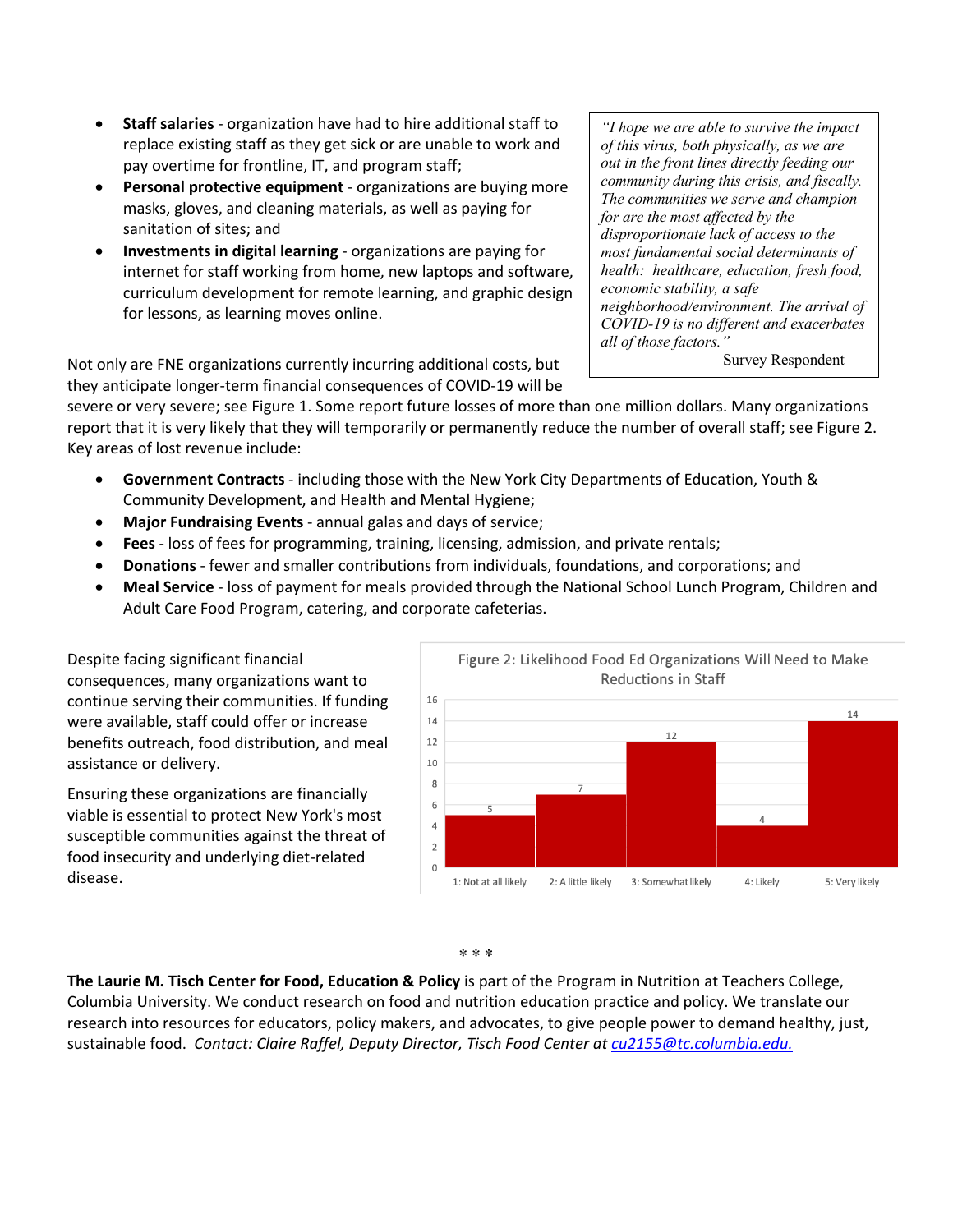- **Staff salaries** - organization have had to hire additional staff to replace existing staff as they get sick or are unable to work and pay overtime for frontline, IT, and program staff;
- **Personal protective equipment** - organizations are buying more masks, gloves, and cleaning materials, as well as paying for sanitation of sites; and
- **Investments in digital learning** - organizations are paying for internet for staff working from home, new laptops and software, curriculum development for remote learning, and graphic design for lessons, as learning moves online.

> *"I hope we are able to survive the impact of this virus, both physically, as we are out in the front lines directly feeding our community during this crisis, and fiscally. The communities we serve and champion for are the most affected by the disproportionate lack of access to the most fundamental social determinants of health: healthcare, education, fresh food, economic stability, a safe neighborhood/environment. The arrival of COVID-19 is no different and exacerbates all of those factors."*
>
> —Survey Respondent

Not only are FNE organizations currently incurring additional costs, but they anticipate longer-term financial consequences of COVID-19 will be severe or very severe; see Figure 1. Some report future losses of more than one million dollars. Many organizations report that it is very likely that they will temporarily or permanently reduce the number of overall staff; see Figure 2. Key areas of lost revenue include:

- **Government Contracts** - including those with the New York City Departments of Education, Youth & Community Development, and Health and Mental Hygiene;
- **Major Fundraising Events** - annual galas and days of service;
- **Fees** - loss of fees for programming, training, licensing, admission, and private rentals;
- **Donations** - fewer and smaller contributions from individuals, foundations, and corporations; and
- **Meal Service** - loss of payment for meals provided through the National School Lunch Program, Children and Adult Care Food Program, catering, and corporate cafeterias.

Despite facing significant financial consequences, many organizations want to continue serving their communities. If funding were available, staff could offer or increase benefits outreach, food distribution, and meal assistance or delivery.

Ensuring these organizations are financially viable is essential to protect New York's most susceptible communities against the threat of food insecurity and underlying diet-related disease.

Figure 2: Likelihood Food Ed Organizations Will Need to Make Reductions in Staff

16
14
12
10
8
6
4
2
0

5
7
12
4
14

1: Not at all likely
2: A little likely
3: Somewhat likely
4: Likely
5: Very likely

\* \* \*

**The Laurie M. Tisch Center for Food, Education & Policy** is part of the Program in Nutrition at Teachers College, Columbia University. We conduct research on food and nutrition education practice and policy. We translate our research into resources for educators, policy makers, and advocates, to give people power to demand healthy, just, sustainable food. *Contact: Claire Raffel, Deputy Director, Tisch Food Center at cu2155@tc.columbia.edu.*